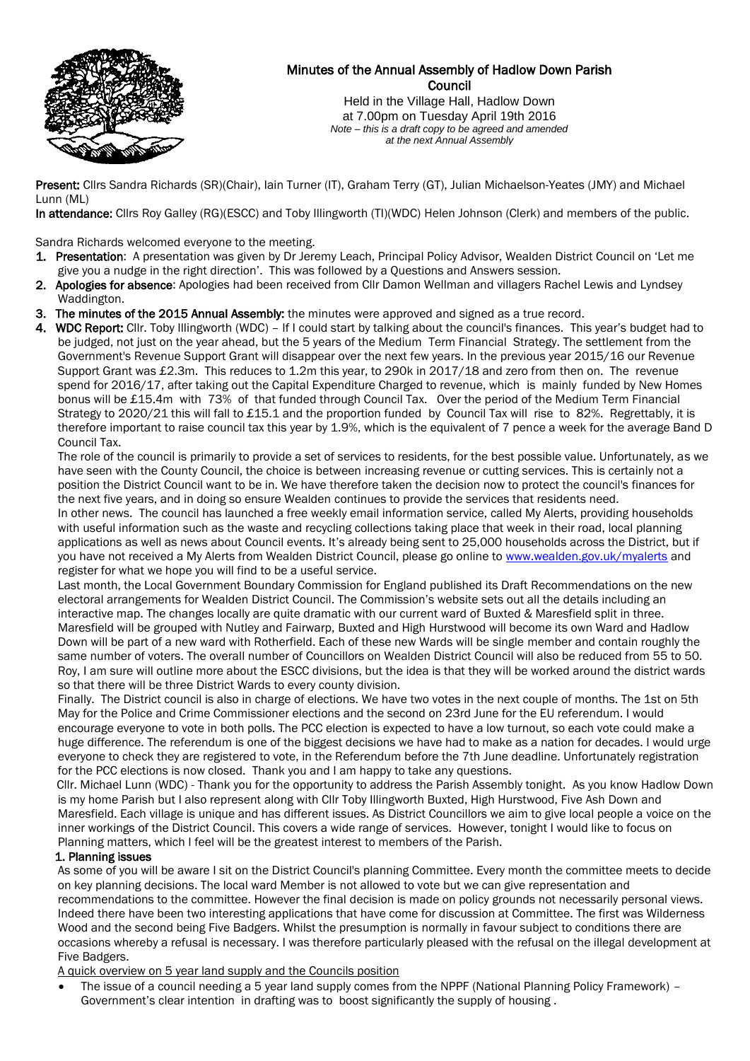# Minutes of the Annual Assembly of Hadlow Down Parish Council

Held in the Village Hall, Hadlow Down
at 7.00pm on Tuesday April 19th 2016
*Note – this is a draft copy to be agreed and amended at the next Annual Assembly*

**Present:** Cllrs Sandra Richards (SR)(Chair), Iain Turner (IT), Graham Terry (GT), Julian Michaelson-Yeates (JMY) and Michael Lunn (ML)

**In attendance:** Cllrs Roy Galley (RG)(ESCC) and Toby Illingworth (TI)(WDC) Helen Johnson (Clerk) and members of the public.

Sandra Richards welcomed everyone to the meeting.

1. **Presentation**: A presentation was given by Dr Jeremy Leach, Principal Policy Advisor, Wealden District Council on 'Let me give you a nudge in the right direction'. This was followed by a Questions and Answers session.
2. **Apologies for absence**: Apologies had been received from Cllr Damon Wellman and villagers Rachel Lewis and Lyndsey Waddington.
3. **The minutes of the 2015 Annual Assembly:** the minutes were approved and signed as a true record.
4. **WDC Report:** Cllr. Toby Illingworth (WDC) – If I could start by talking about the council's finances. This year's budget had to be judged, not just on the year ahead, but the 5 years of the Medium Term Financial Strategy. The settlement from the Government's Revenue Support Grant will disappear over the next few years. In the previous year 2015/16 our Revenue Support Grant was £2.3m. This reduces to 1.2m this year, to 290k in 2017/18 and zero from then on. The revenue spend for 2016/17, after taking out the Capital Expenditure Charged to revenue, which is mainly funded by New Homes bonus will be £15.4m with 73% of that funded through Council Tax. Over the period of the Medium Term Financial Strategy to 2020/21 this will fall to £15.1 and the proportion funded by Council Tax will rise to 82%. Regrettably, it is therefore important to raise council tax this year by 1.9%, which is the equivalent of 7 pence a week for the average Band D Council Tax.

   The role of the council is primarily to provide a set of services to residents, for the best possible value. Unfortunately, as we have seen with the County Council, the choice is between increasing revenue or cutting services. This is certainly not a position the District Council want to be in. We have therefore taken the decision now to protect the council's finances for the next five years, and in doing so ensure Wealden continues to provide the services that residents need.

   In other news. The council has launched a free weekly email information service, called My Alerts, providing households with useful information such as the waste and recycling collections taking place that week in their road, local planning applications as well as news about Council events. It's already being sent to 25,000 households across the District, but if you have not received a My Alerts from Wealden District Council, please go online to www.wealden.gov.uk/myalerts and register for what we hope you will find to be a useful service.

   Last month, the Local Government Boundary Commission for England published its Draft Recommendations on the new electoral arrangements for Wealden District Council. The Commission's website sets out all the details including an interactive map. The changes locally are quite dramatic with our current ward of Buxted & Maresfield split in three. Maresfield will be grouped with Nutley and Fairwarp, Buxted and High Hurstwood will become its own Ward and Hadlow Down will be part of a new ward with Rotherfield. Each of these new Wards will be single member and contain roughly the same number of voters. The overall number of Councillors on Wealden District Council will also be reduced from 55 to 50. Roy, I am sure will outline more about the ESCC divisions, but the idea is that they will be worked around the district wards so that there will be three District Wards to every county division.

   Finally. The District council is also in charge of elections. We have two votes in the next couple of months. The 1st on 5th May for the Police and Crime Commissioner elections and the second on 23rd June for the EU referendum. I would encourage everyone to vote in both polls. The PCC election is expected to have a low turnout, so each vote could make a huge difference. The referendum is one of the biggest decisions we have had to make as a nation for decades. I would urge everyone to check they are registered to vote, in the Referendum before the 7th June deadline. Unfortunately registration for the PCC elections is now closed. Thank you and I am happy to take any questions.

   Cllr. Michael Lunn (WDC) - Thank you for the opportunity to address the Parish Assembly tonight. As you know Hadlow Down is my home Parish but I also represent along with Cllr Toby Illingworth Buxted, High Hurstwood, Five Ash Down and Maresfield. Each village is unique and has different issues. As District Councillors we aim to give local people a voice on the inner workings of the District Council. This covers a wide range of services. However, tonight I would like to focus on Planning matters, which I feel will be the greatest interest to members of the Parish.

   **1. Planning issues**

   As some of you will be aware I sit on the District Council's planning Committee. Every month the committee meets to decide on key planning decisions. The local ward Member is not allowed to vote but we can give representation and recommendations to the committee. However the final decision is made on policy grounds not necessarily personal views. Indeed there have been two interesting applications that have come for discussion at Committee. The first was Wilderness Wood and the second being Five Badgers. Whilst the presumption is normally in favour subject to conditions there are occasions whereby a refusal is necessary. I was therefore particularly pleased with the refusal on the illegal development at Five Badgers.

   <u>A quick overview on 5 year land supply and the Councils position</u>

   - The issue of a council needing a 5 year land supply comes from the NPPF (National Planning Policy Framework) – Government's clear intention in drafting was to boost significantly the supply of housing .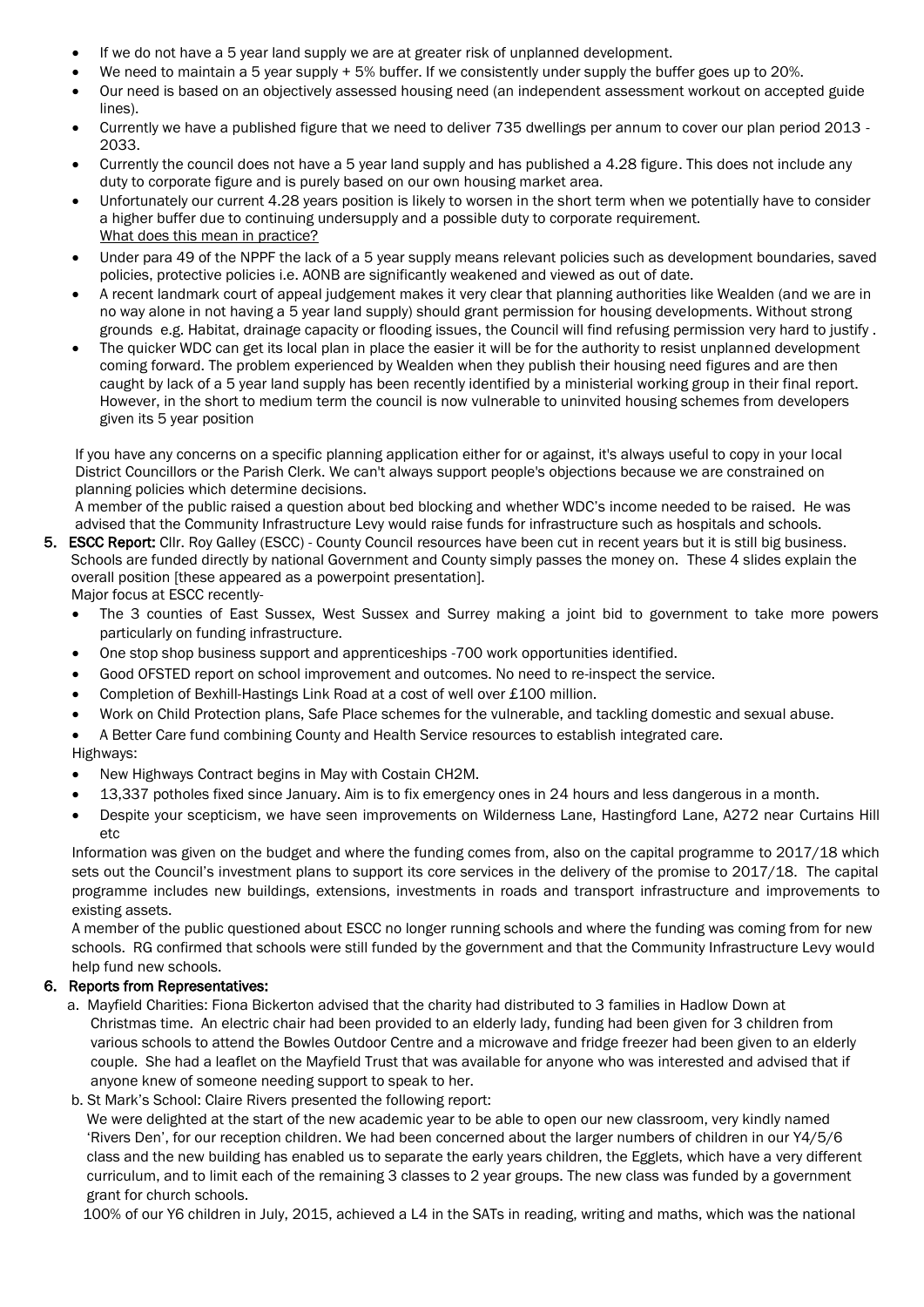- If we do not have a 5 year land supply we are at greater risk of unplanned development.
- We need to maintain a 5 year supply + 5% buffer. If we consistently under supply the buffer goes up to 20%.
- Our need is based on an objectively assessed housing need (an independent assessment workout on accepted guide lines).
- Currently we have a published figure that we need to deliver 735 dwellings per annum to cover our plan period 2013 - 2033.
- Currently the council does not have a 5 year land supply and has published a 4.28 figure. This does not include any duty to corporate figure and is purely based on our own housing market area.
- Unfortunately our current 4.28 years position is likely to worsen in the short term when we potentially have to consider a higher buffer due to continuing undersupply and a possible duty to corporate requirement.
  <u>What does this mean in practice?</u>
- Under para 49 of the NPPF the lack of a 5 year supply means relevant policies such as development boundaries, saved policies, protective policies i.e. AONB are significantly weakened and viewed as out of date.
- A recent landmark court of appeal judgement makes it very clear that planning authorities like Wealden (and we are in no way alone in not having a 5 year land supply) should grant permission for housing developments. Without strong grounds e.g. Habitat, drainage capacity or flooding issues, the Council will find refusing permission very hard to justify .
- The quicker WDC can get its local plan in place the easier it will be for the authority to resist unplanned development coming forward. The problem experienced by Wealden when they publish their housing need figures and are then caught by lack of a 5 year land supply has been recently identified by a ministerial working group in their final report. However, in the short to medium term the council is now vulnerable to uninvited housing schemes from developers given its 5 year position

If you have any concerns on a specific planning application either for or against, it's always useful to copy in your local District Councillors or the Parish Clerk. We can't always support people's objections because we are constrained on planning policies which determine decisions.

A member of the public raised a question about bed blocking and whether WDC's income needed to be raised. He was advised that the Community Infrastructure Levy would raise funds for infrastructure such as hospitals and schools.

5. **ESCC Report:** Cllr. Roy Galley (ESCC) - County Council resources have been cut in recent years but it is still big business. Schools are funded directly by national Government and County simply passes the money on. These 4 slides explain the overall position [these appeared as a powerpoint presentation].

   Major focus at ESCC recently-

   - The 3 counties of East Sussex, West Sussex and Surrey making a joint bid to government to take more powers particularly on funding infrastructure.
   - One stop shop business support and apprenticeships -700 work opportunities identified.
   - Good OFSTED report on school improvement and outcomes. No need to re-inspect the service.
   - Completion of Bexhill-Hastings Link Road at a cost of well over £100 million.
   - Work on Child Protection plans, Safe Place schemes for the vulnerable, and tackling domestic and sexual abuse.
   - A Better Care fund combining County and Health Service resources to establish integrated care.

   Highways:

   - New Highways Contract begins in May with Costain CH2M.
   - 13,337 potholes fixed since January. Aim is to fix emergency ones in 24 hours and less dangerous in a month.
   - Despite your scepticism, we have seen improvements on Wilderness Lane, Hastingford Lane, A272 near Curtains Hill etc

   Information was given on the budget and where the funding comes from, also on the capital programme to 2017/18 which sets out the Council's investment plans to support its core services in the delivery of the promise to 2017/18. The capital programme includes new buildings, extensions, investments in roads and transport infrastructure and improvements to existing assets.

   A member of the public questioned about ESCC no longer running schools and where the funding was coming from for new schools. RG confirmed that schools were still funded by the government and that the Community Infrastructure Levy would help fund new schools.

6. **Reports from Representatives:**

   a. Mayfield Charities: Fiona Bickerton advised that the charity had distributed to 3 families in Hadlow Down at Christmas time. An electric chair had been provided to an elderly lady, funding had been given for 3 children from various schools to attend the Bowles Outdoor Centre and a microwave and fridge freezer had been given to an elderly couple. She had a leaflet on the Mayfield Trust that was available for anyone who was interested and advised that if anyone knew of someone needing support to speak to her.

   b. St Mark's School: Claire Rivers presented the following report:

   We were delighted at the start of the new academic year to be able to open our new classroom, very kindly named 'Rivers Den', for our reception children. We had been concerned about the larger numbers of children in our Y4/5/6 class and the new building has enabled us to separate the early years children, the Egglets, which have a very different curriculum, and to limit each of the remaining 3 classes to 2 year groups. The new class was funded by a government grant for church schools.

   100% of our Y6 children in July, 2015, achieved a L4 in the SATs in reading, writing and maths, which was the national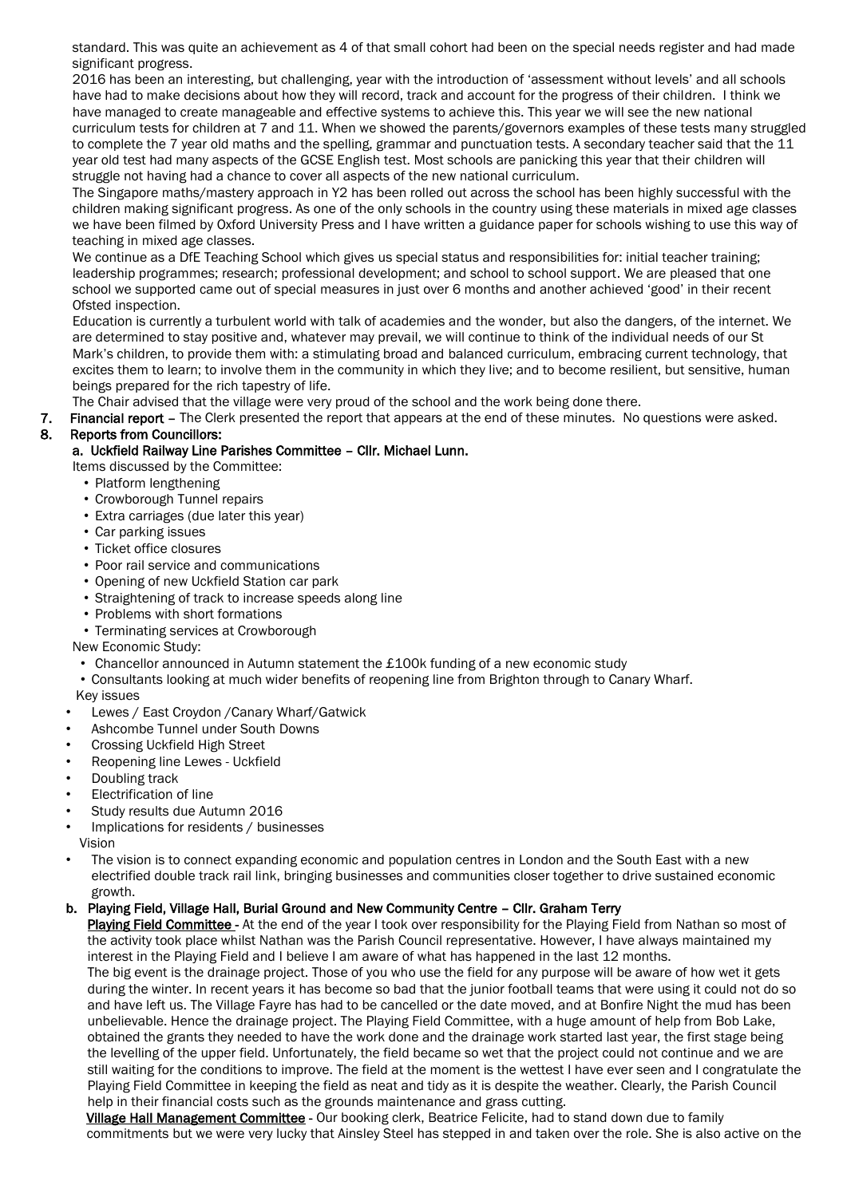standard. This was quite an achievement as 4 of that small cohort had been on the special needs register and had made significant progress.

2016 has been an interesting, but challenging, year with the introduction of 'assessment without levels' and all schools have had to make decisions about how they will record, track and account for the progress of their children. I think we have managed to create manageable and effective systems to achieve this. This year we will see the new national curriculum tests for children at 7 and 11. When we showed the parents/governors examples of these tests many struggled to complete the 7 year old maths and the spelling, grammar and punctuation tests. A secondary teacher said that the 11 year old test had many aspects of the GCSE English test. Most schools are panicking this year that their children will struggle not having had a chance to cover all aspects of the new national curriculum.

The Singapore maths/mastery approach in Y2 has been rolled out across the school has been highly successful with the children making significant progress. As one of the only schools in the country using these materials in mixed age classes we have been filmed by Oxford University Press and I have written a guidance paper for schools wishing to use this way of teaching in mixed age classes.

We continue as a DfE Teaching School which gives us special status and responsibilities for: initial teacher training; leadership programmes; research; professional development; and school to school support. We are pleased that one school we supported came out of special measures in just over 6 months and another achieved 'good' in their recent Ofsted inspection.

Education is currently a turbulent world with talk of academies and the wonder, but also the dangers, of the internet. We are determined to stay positive and, whatever may prevail, we will continue to think of the individual needs of our St Mark's children, to provide them with: a stimulating broad and balanced curriculum, embracing current technology, that excites them to learn; to involve them in the community in which they live; and to become resilient, but sensitive, human beings prepared for the rich tapestry of life.

The Chair advised that the village were very proud of the school and the work being done there.

7. **Financial report** – The Clerk presented the report that appears at the end of these minutes. No questions were asked.

8. **Reports from Councillors:**

**a. Uckfield Railway Line Parishes Committee – Cllr. Michael Lunn.**

Items discussed by the Committee:

- Platform lengthening
- Crowborough Tunnel repairs
- Extra carriages (due later this year)
- Car parking issues
- Ticket office closures
- Poor rail service and communications
- Opening of new Uckfield Station car park
- Straightening of track to increase speeds along line
- Problems with short formations
- Terminating services at Crowborough

New Economic Study:

- Chancellor announced in Autumn statement the £100k funding of a new economic study
- Consultants looking at much wider benefits of reopening line from Brighton through to Canary Wharf.

Key issues

- Lewes / East Croydon /Canary Wharf/Gatwick
- Ashcombe Tunnel under South Downs
- Crossing Uckfield High Street
- Reopening line Lewes - Uckfield
- Doubling track
- Electrification of line
- Study results due Autumn 2016
- Implications for residents / businesses

Vision

- The vision is to connect expanding economic and population centres in London and the South East with a new electrified double track rail link, bringing businesses and communities closer together to drive sustained economic growth.

**b. Playing Field, Village Hall, Burial Ground and New Community Centre – Cllr. Graham Terry**

**Playing Field Committee** - At the end of the year I took over responsibility for the Playing Field from Nathan so most of the activity took place whilst Nathan was the Parish Council representative. However, I have always maintained my interest in the Playing Field and I believe I am aware of what has happened in the last 12 months.

The big event is the drainage project. Those of you who use the field for any purpose will be aware of how wet it gets during the winter. In recent years it has become so bad that the junior football teams that were using it could not do so and have left us. The Village Fayre has had to be cancelled or the date moved, and at Bonfire Night the mud has been unbelievable. Hence the drainage project. The Playing Field Committee, with a huge amount of help from Bob Lake, obtained the grants they needed to have the work done and the drainage work started last year, the first stage being the levelling of the upper field. Unfortunately, the field became so wet that the project could not continue and we are still waiting for the conditions to improve. The field at the moment is the wettest I have ever seen and I congratulate the Playing Field Committee in keeping the field as neat and tidy as it is despite the weather. Clearly, the Parish Council help in their financial costs such as the grounds maintenance and grass cutting.

**Village Hall Management Committee** - Our booking clerk, Beatrice Felicite, had to stand down due to family commitments but we were very lucky that Ainsley Steel has stepped in and taken over the role. She is also active on the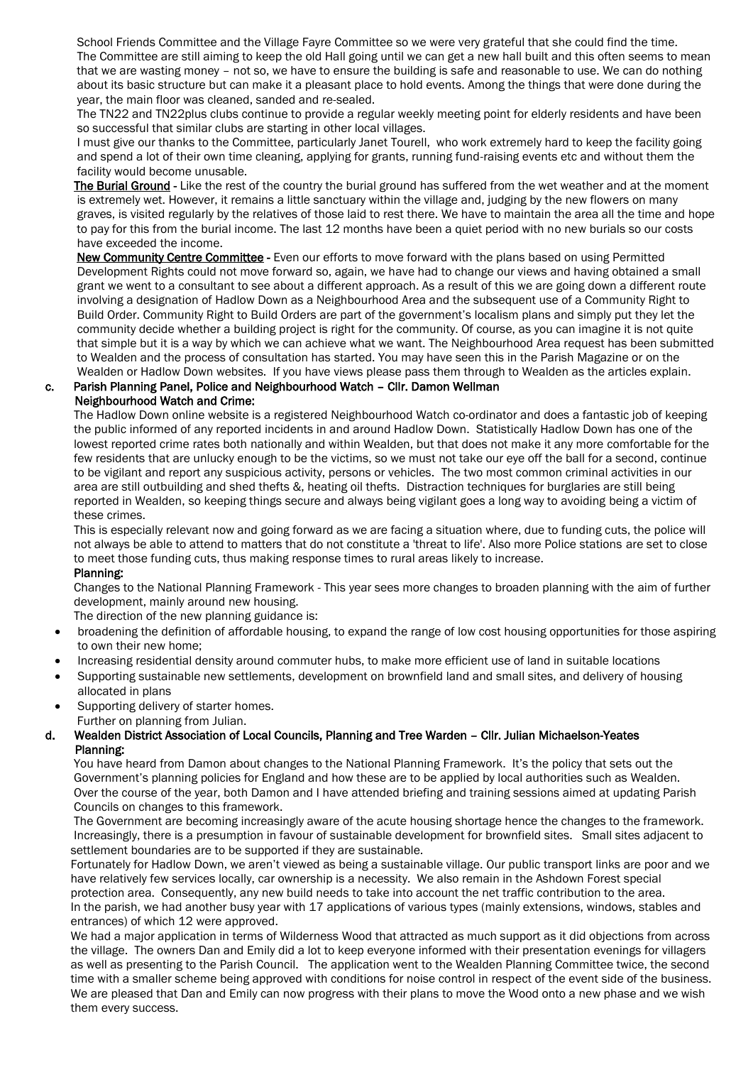School Friends Committee and the Village Fayre Committee so we were very grateful that she could find the time.

The Committee are still aiming to keep the old Hall going until we can get a new hall built and this often seems to mean that we are wasting money – not so, we have to ensure the building is safe and reasonable to use. We can do nothing about its basic structure but can make it a pleasant place to hold events. Among the things that were done during the year, the main floor was cleaned, sanded and re-sealed.

The TN22 and TN22plus clubs continue to provide a regular weekly meeting point for elderly residents and have been so successful that similar clubs are starting in other local villages.

I must give our thanks to the Committee, particularly Janet Tourell, who work extremely hard to keep the facility going and spend a lot of their own time cleaning, applying for grants, running fund-raising events etc and without them the facility would become unusable.

**The Burial Ground** - Like the rest of the country the burial ground has suffered from the wet weather and at the moment is extremely wet. However, it remains a little sanctuary within the village and, judging by the new flowers on many graves, is visited regularly by the relatives of those laid to rest there. We have to maintain the area all the time and hope to pay for this from the burial income. The last 12 months have been a quiet period with no new burials so our costs have exceeded the income.

**New Community Centre Committee** - Even our efforts to move forward with the plans based on using Permitted Development Rights could not move forward so, again, we have had to change our views and having obtained a small grant we went to a consultant to see about a different approach. As a result of this we are going down a different route involving a designation of Hadlow Down as a Neighbourhood Area and the subsequent use of a Community Right to Build Order. Community Right to Build Orders are part of the government's localism plans and simply put they let the community decide whether a building project is right for the community. Of course, as you can imagine it is not quite that simple but it is a way by which we can achieve what we want. The Neighbourhood Area request has been submitted to Wealden and the process of consultation has started. You may have seen this in the Parish Magazine or on the Wealden or Hadlow Down websites. If you have views please pass them through to Wealden as the articles explain.

**c. Parish Planning Panel, Police and Neighbourhood Watch – Cllr. Damon Wellman**

**Neighbourhood Watch and Crime:**

The Hadlow Down online website is a registered Neighbourhood Watch co-ordinator and does a fantastic job of keeping the public informed of any reported incidents in and around Hadlow Down. Statistically Hadlow Down has one of the lowest reported crime rates both nationally and within Wealden, but that does not make it any more comfortable for the few residents that are unlucky enough to be the victims, so we must not take our eye off the ball for a second, continue to be vigilant and report any suspicious activity, persons or vehicles. The two most common criminal activities in our area are still outbuilding and shed thefts &, heating oil thefts. Distraction techniques for burglaries are still being reported in Wealden, so keeping things secure and always being vigilant goes a long way to avoiding being a victim of these crimes.

This is especially relevant now and going forward as we are facing a situation where, due to funding cuts, the police will not always be able to attend to matters that do not constitute a 'threat to life'. Also more Police stations are set to close to meet those funding cuts, thus making response times to rural areas likely to increase.

**Planning:**

Changes to the National Planning Framework - This year sees more changes to broaden planning with the aim of further development, mainly around new housing.

The direction of the new planning guidance is:

- broadening the definition of affordable housing, to expand the range of low cost housing opportunities for those aspiring to own their new home;
- Increasing residential density around commuter hubs, to make more efficient use of land in suitable locations
- Supporting sustainable new settlements, development on brownfield land and small sites, and delivery of housing allocated in plans
- Supporting delivery of starter homes.

Further on planning from Julian.

**d. Wealden District Association of Local Councils, Planning and Tree Warden – Cllr. Julian Michaelson-Yeates**

**Planning:**

You have heard from Damon about changes to the National Planning Framework. It's the policy that sets out the Government's planning policies for England and how these are to be applied by local authorities such as Wealden. Over the course of the year, both Damon and I have attended briefing and training sessions aimed at updating Parish Councils on changes to this framework.

The Government are becoming increasingly aware of the acute housing shortage hence the changes to the framework. Increasingly, there is a presumption in favour of sustainable development for brownfield sites. Small sites adjacent to settlement boundaries are to be supported if they are sustainable.

Fortunately for Hadlow Down, we aren't viewed as being a sustainable village. Our public transport links are poor and we have relatively few services locally, car ownership is a necessity. We also remain in the Ashdown Forest special protection area. Consequently, any new build needs to take into account the net traffic contribution to the area.

In the parish, we had another busy year with 17 applications of various types (mainly extensions, windows, stables and entrances) of which 12 were approved.

We had a major application in terms of Wilderness Wood that attracted as much support as it did objections from across the village. The owners Dan and Emily did a lot to keep everyone informed with their presentation evenings for villagers as well as presenting to the Parish Council. The application went to the Wealden Planning Committee twice, the second time with a smaller scheme being approved with conditions for noise control in respect of the event side of the business. We are pleased that Dan and Emily can now progress with their plans to move the Wood onto a new phase and we wish them every success.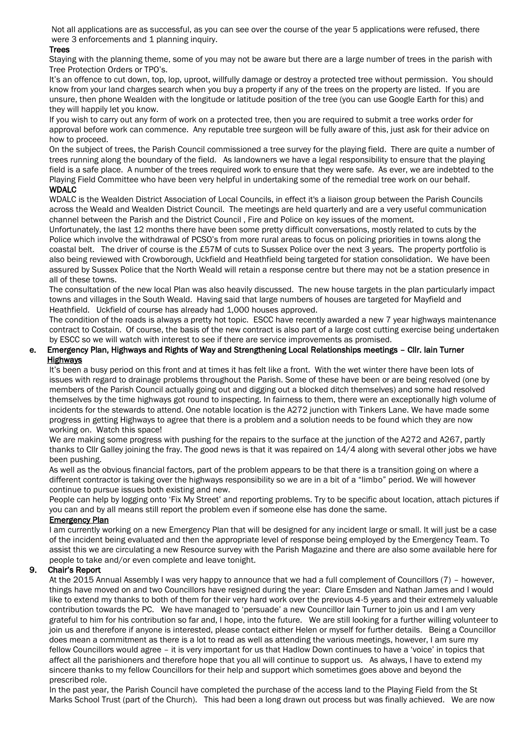Not all applications are as successful, as you can see over the course of the year 5 applications were refused, there were 3 enforcements and 1 planning inquiry.

**Trees**

Staying with the planning theme, some of you may not be aware but there are a large number of trees in the parish with Tree Protection Orders or TPO's.

It's an offence to cut down, top, lop, uproot, willfully damage or destroy a protected tree without permission. You should know from your land charges search when you buy a property if any of the trees on the property are listed. If you are unsure, then phone Wealden with the longitude or latitude position of the tree (you can use Google Earth for this) and they will happily let you know.

If you wish to carry out any form of work on a protected tree, then you are required to submit a tree works order for approval before work can commence. Any reputable tree surgeon will be fully aware of this, just ask for their advice on how to proceed.

On the subject of trees, the Parish Council commissioned a tree survey for the playing field. There are quite a number of trees running along the boundary of the field. As landowners we have a legal responsibility to ensure that the playing field is a safe place. A number of the trees required work to ensure that they were safe. As ever, we are indebted to the Playing Field Committee who have been very helpful in undertaking some of the remedial tree work on our behalf.

**WDALC**

WDALC is the Wealden District Association of Local Councils, in effect it's a liaison group between the Parish Councils across the Weald and Wealden District Council. The meetings are held quarterly and are a very useful communication channel between the Parish and the District Council , Fire and Police on key issues of the moment.

Unfortunately, the last 12 months there have been some pretty difficult conversations, mostly related to cuts by the Police which involve the withdrawal of PCSO's from more rural areas to focus on policing priorities in towns along the coastal belt. The driver of course is the £57M of cuts to Sussex Police over the next 3 years. The property portfolio is also being reviewed with Crowborough, Uckfield and Heathfield being targeted for station consolidation. We have been assured by Sussex Police that the North Weald will retain a response centre but there may not be a station presence in all of these towns.

The consultation of the new local Plan was also heavily discussed. The new house targets in the plan particularly impact towns and villages in the South Weald. Having said that large numbers of houses are targeted for Mayfield and Heathfield. Uckfield of course has already had 1,000 houses approved.

The condition of the roads is always a pretty hot topic. ESCC have recently awarded a new 7 year highways maintenance contract to Costain. Of course, the basis of the new contract is also part of a large cost cutting exercise being undertaken by ESCC so we will watch with interest to see if there are service improvements as promised.

**e. Emergency Plan, Highways and Rights of Way and Strengthening Local Relationships meetings – Cllr. Iain Turner**

**Highways**

It's been a busy period on this front and at times it has felt like a front. With the wet winter there have been lots of issues with regard to drainage problems throughout the Parish. Some of these have been or are being resolved (one by members of the Parish Council actually going out and digging out a blocked ditch themselves) and some had resolved themselves by the time highways got round to inspecting. In fairness to them, there were an exceptionally high volume of incidents for the stewards to attend. One notable location is the A272 junction with Tinkers Lane. We have made some progress in getting Highways to agree that there is a problem and a solution needs to be found which they are now working on. Watch this space!

We are making some progress with pushing for the repairs to the surface at the junction of the A272 and A267, partly thanks to Cllr Galley joining the fray. The good news is that it was repaired on 14/4 along with several other jobs we have been pushing.

As well as the obvious financial factors, part of the problem appears to be that there is a transition going on where a different contractor is taking over the highways responsibility so we are in a bit of a "limbo" period. We will however continue to pursue issues both existing and new.

People can help by logging onto 'Fix My Street' and reporting problems. Try to be specific about location, attach pictures if you can and by all means still report the problem even if someone else has done the same.

**Emergency Plan**

I am currently working on a new Emergency Plan that will be designed for any incident large or small. It will just be a case of the incident being evaluated and then the appropriate level of response being employed by the Emergency Team. To assist this we are circulating a new Resource survey with the Parish Magazine and there are also some available here for people to take and/or even complete and leave tonight.

**9. Chair's Report**

At the 2015 Annual Assembly I was very happy to announce that we had a full complement of Councillors (7) – however, things have moved on and two Councillors have resigned during the year: Clare Emsden and Nathan James and I would like to extend my thanks to both of them for their very hard work over the previous 4-5 years and their extremely valuable contribution towards the PC. We have managed to 'persuade' a new Councillor Iain Turner to join us and I am very grateful to him for his contribution so far and, I hope, into the future. We are still looking for a further willing volunteer to join us and therefore if anyone is interested, please contact either Helen or myself for further details. Being a Councillor does mean a commitment as there is a lot to read as well as attending the various meetings, however, I am sure my fellow Councillors would agree – it is very important for us that Hadlow Down continues to have a 'voice' in topics that affect all the parishioners and therefore hope that you all will continue to support us. As always, I have to extend my sincere thanks to my fellow Councillors for their help and support which sometimes goes above and beyond the prescribed role.

In the past year, the Parish Council have completed the purchase of the access land to the Playing Field from the St Marks School Trust (part of the Church). This had been a long drawn out process but was finally achieved. We are now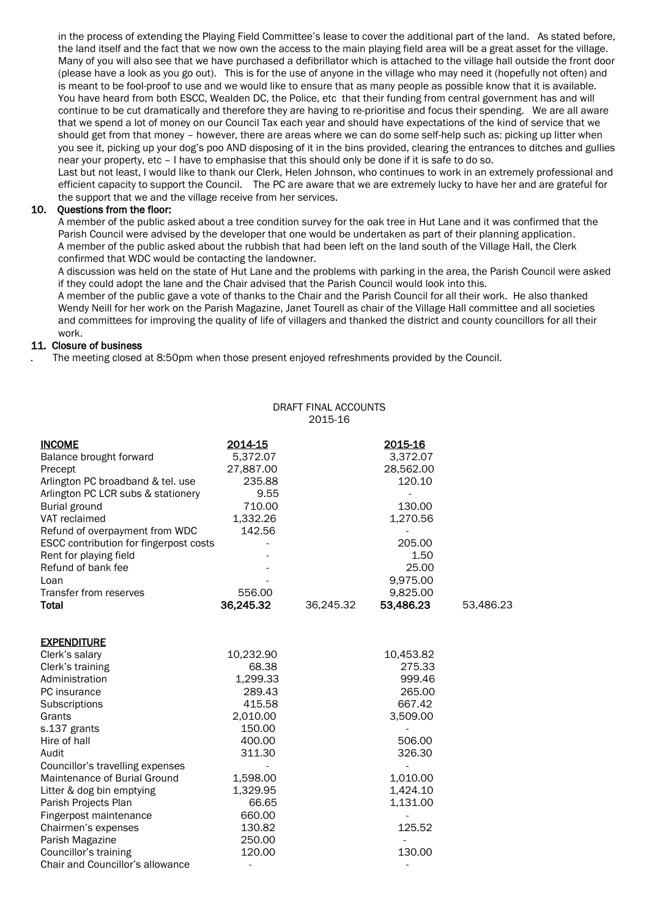in the process of extending the Playing Field Committee's lease to cover the additional part of the land. As stated before, the land itself and the fact that we now own the access to the main playing field area will be a great asset for the village. Many of you will also see that we have purchased a defibrillator which is attached to the village hall outside the front door (please have a look as you go out). This is for the use of anyone in the village who may need it (hopefully not often) and is meant to be fool-proof to use and we would like to ensure that as many people as possible know that it is available. You have heard from both ESCC, Wealden DC, the Police, etc that their funding from central government has and will continue to be cut dramatically and therefore they are having to re-prioritise and focus their spending. We are all aware that we spend a lot of money on our Council Tax each year and should have expectations of the kind of service that we should get from that money – however, there are areas where we can do some self-help such as: picking up litter when you see it, picking up your dog's poo AND disposing of it in the bins provided, clearing the entrances to ditches and gullies near your property, etc – I have to emphasise that this should only be done if it is safe to do so.

Last but not least, I would like to thank our Clerk, Helen Johnson, who continues to work in an extremely professional and efficient capacity to support the Council. The PC are aware that we are extremely lucky to have her and are grateful for the support that we and the village receive from her services.

**10. Questions from the floor:**

A member of the public asked about a tree condition survey for the oak tree in Hut Lane and it was confirmed that the Parish Council were advised by the developer that one would be undertaken as part of their planning application.
A member of the public asked about the rubbish that had been left on the land south of the Village Hall, the Clerk confirmed that WDC would be contacting the landowner.
A discussion was held on the state of Hut Lane and the problems with parking in the area, the Parish Council were asked if they could adopt the lane and the Chair advised that the Parish Council would look into this.
A member of the public gave a vote of thanks to the Chair and the Parish Council for all their work. He also thanked Wendy Neill for her work on the Parish Magazine, Janet Tourell as chair of the Village Hall committee and all societies and committees for improving the quality of life of villagers and thanked the district and county councillors for all their work.

**11. Closure of business**

. The meeting closed at 8:50pm when those present enjoyed refreshments provided by the Council.

DRAFT FINAL ACCOUNTS
2015-16

| **INCOME** | **2014-15** | | **2015-16** | |
|---|---|---|---|---|
| Balance brought forward | 5,372.07 | | 3,372.07 | |
| Precept | 27,887.00 | | 28,562.00 | |
| Arlington PC broadband & tel. use | 235.88 | | 120.10 | |
| Arlington PC LCR subs & stationery | 9.55 | | - | |
| Burial ground | 710.00 | | 130.00 | |
| VAT reclaimed | 1,332.26 | | 1,270.56 | |
| Refund of overpayment from WDC | 142.56 | | - | |
| ESCC contribution for fingerpost costs | - | | 205.00 | |
| Rent for playing field | - | | 1.50 | |
| Refund of bank fee | - | | 25.00 | |
| Loan | - | | 9,975.00 | |
| Transfer from reserves | 556.00 | | 9,825.00 | |
| **Total** | **36,245.32** | 36,245.32 | **53,486.23** | 53,486.23 |
| | | | | |
| **EXPENDITURE** | | | | |
| Clerk's salary | 10,232.90 | | 10,453.82 | |
| Clerk's training | 68.38 | | 275.33 | |
| Administration | 1,299.33 | | 999.46 | |
| PC insurance | 289.43 | | 265.00 | |
| Subscriptions | 415.58 | | 667.42 | |
| Grants | 2,010.00 | | 3,509.00 | |
| s.137 grants | 150.00 | | - | |
| Hire of hall | 400.00 | | 506.00 | |
| Audit | 311.30 | | 326.30 | |
| Councillor's travelling expenses | - | | - | |
| Maintenance of Burial Ground | 1,598.00 | | 1,010.00 | |
| Litter & dog bin emptying | 1,329.95 | | 1,424.10 | |
| Parish Projects Plan | 66.65 | | 1,131.00 | |
| Fingerpost maintenance | 660.00 | | - | |
| Chairmen's expenses | 130.82 | | 125.52 | |
| Parish Magazine | 250.00 | | - | |
| Councillor's training | 120.00 | | 130.00 | |
| Chair and Councillor's allowance | - | | - | |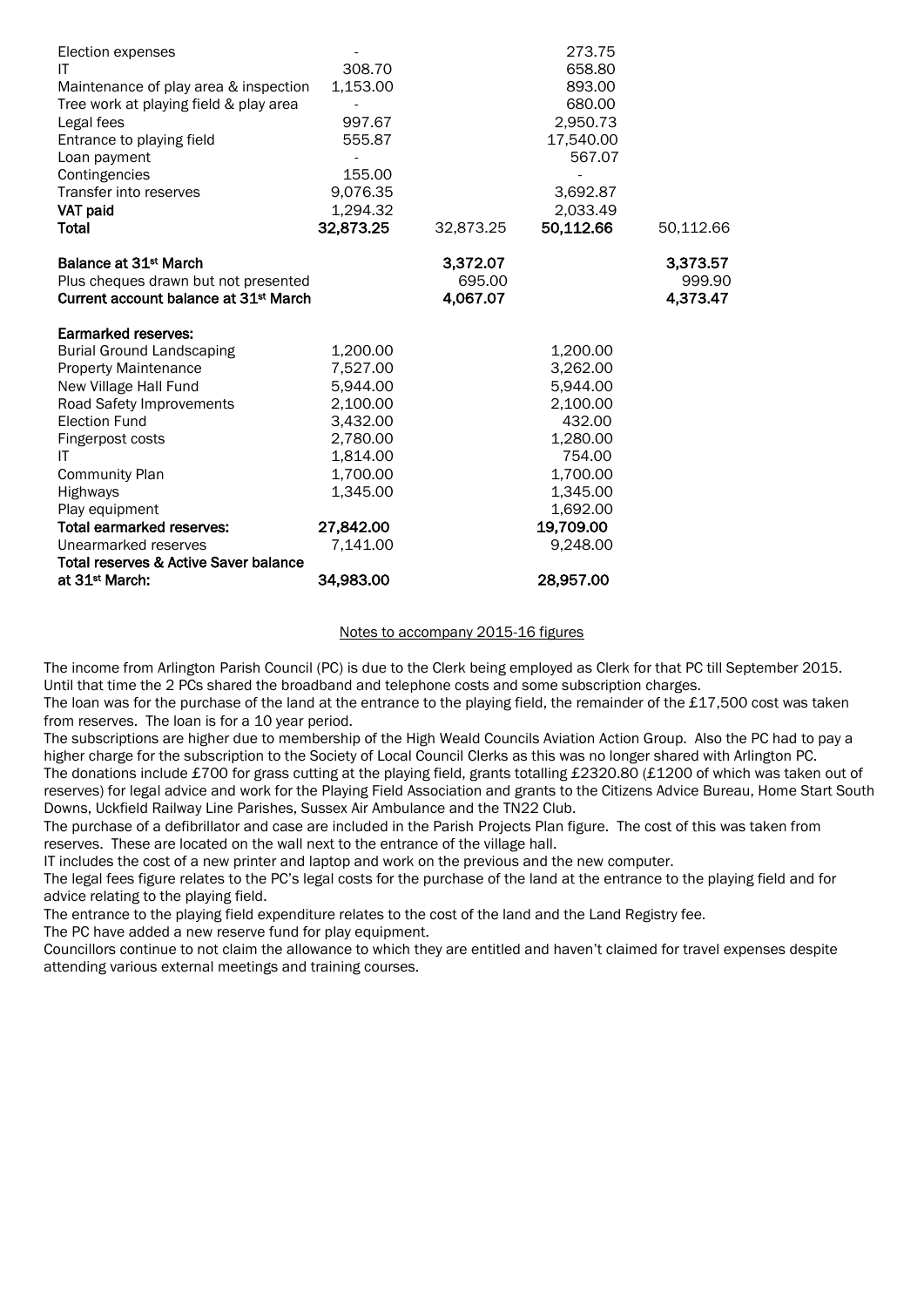| | | | | |
|---|---|---|---|---|
| Election expenses | - | | 273.75 | |
| IT | 308.70 | | 658.80 | |
| Maintenance of play area & inspection | 1,153.00 | | 893.00 | |
| Tree work at playing field & play area | - | | 680.00 | |
| Legal fees | 997.67 | | 2,950.73 | |
| Entrance to playing field | 555.87 | | 17,540.00 | |
| Loan payment | - | | 567.07 | |
| Contingencies | 155.00 | | - | |
| Transfer into reserves | 9,076.35 | | 3,692.87 | |
| **VAT paid** | 1,294.32 | | 2,033.49 | |
| **Total** | **32,873.25** | 32,873.25 | **50,112.66** | 50,112.66 |
| | | | | |
| **Balance at 31st March** | | **3,372.07** | | **3,373.57** |
| Plus cheques drawn but not presented | | 695.00 | | 999.90 |
| **Current account balance at 31st March** | | **4,067.07** | | **4,373.47** |
| | | | | |
| **Earmarked reserves:** | | | | |
| Burial Ground Landscaping | 1,200.00 | | 1,200.00 | |
| Property Maintenance | 7,527.00 | | 3,262.00 | |
| New Village Hall Fund | 5,944.00 | | 5,944.00 | |
| Road Safety Improvements | 2,100.00 | | 2,100.00 | |
| Election Fund | 3,432.00 | | 432.00 | |
| Fingerpost costs | 2,780.00 | | 1,280.00 | |
| IT | 1,814.00 | | 754.00 | |
| Community Plan | 1,700.00 | | 1,700.00 | |
| Highways | 1,345.00 | | 1,345.00 | |
| Play equipment | | | 1,692.00 | |
| **Total earmarked reserves:** | **27,842.00** | | **19,709.00** | |
| Unearmarked reserves | 7,141.00 | | 9,248.00 | |
| **Total reserves & Active Saver balance at 31st March:** | **34,983.00** | | **28,957.00** | |

Notes to accompany 2015-16 figures

The income from Arlington Parish Council (PC) is due to the Clerk being employed as Clerk for that PC till September 2015. Until that time the 2 PCs shared the broadband and telephone costs and some subscription charges.
The loan was for the purchase of the land at the entrance to the playing field, the remainder of the £17,500 cost was taken from reserves. The loan is for a 10 year period.
The subscriptions are higher due to membership of the High Weald Councils Aviation Action Group. Also the PC had to pay a higher charge for the subscription to the Society of Local Council Clerks as this was no longer shared with Arlington PC.
The donations include £700 for grass cutting at the playing field, grants totalling £2320.80 (£1200 of which was taken out of reserves) for legal advice and work for the Playing Field Association and grants to the Citizens Advice Bureau, Home Start South Downs, Uckfield Railway Line Parishes, Sussex Air Ambulance and the TN22 Club.
The purchase of a defibrillator and case are included in the Parish Projects Plan figure. The cost of this was taken from reserves. These are located on the wall next to the entrance of the village hall.
IT includes the cost of a new printer and laptop and work on the previous and the new computer.
The legal fees figure relates to the PC's legal costs for the purchase of the land at the entrance to the playing field and for advice relating to the playing field.
The entrance to the playing field expenditure relates to the cost of the land and the Land Registry fee.
The PC have added a new reserve fund for play equipment.
Councillors continue to not claim the allowance to which they are entitled and haven't claimed for travel expenses despite attending various external meetings and training courses.